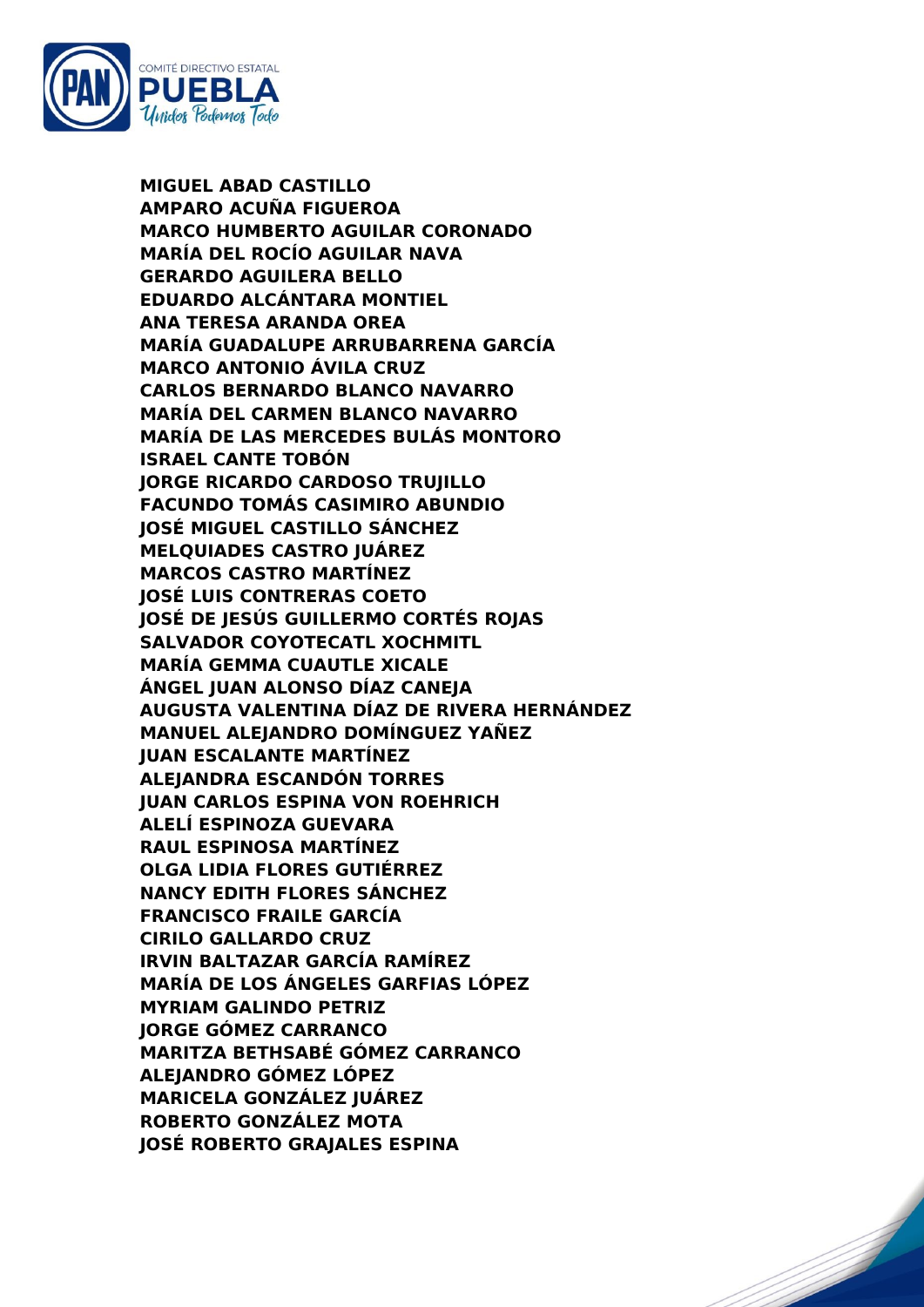**MIGUEL ABAD CASTILLO**
**AMPARO ACUÑA FIGUEROA**
**MARCO HUMBERTO AGUILAR CORONADO**
**MARÍA DEL ROCÍO AGUILAR NAVA**
**GERARDO AGUILERA BELLO**
**EDUARDO ALCÁNTARA MONTIEL**
**ANA TERESA ARANDA OREA**
**MARÍA GUADALUPE ARRUBARRENA GARCÍA**
**MARCO ANTONIO ÁVILA CRUZ**
**CARLOS BERNARDO BLANCO NAVARRO**
**MARÍA DEL CARMEN BLANCO NAVARRO**
**MARÍA DE LAS MERCEDES BULÁS MONTORO**
**ISRAEL CANTE TOBÓN**
**JORGE RICARDO CARDOSO TRUJILLO**
**FACUNDO TOMÁS CASIMIRO ABUNDIO**
**JOSÉ MIGUEL CASTILLO SÁNCHEZ**
**MELQUIADES CASTRO JUÁREZ**
**MARCOS CASTRO MARTÍNEZ**
**JOSÉ LUIS CONTRERAS COETO**
**JOSÉ DE JESÚS GUILLERMO CORTÉS ROJAS**
**SALVADOR COYOTECATL XOCHMITL**
**MARÍA GEMMA CUAUTLE XICALE**
**ÁNGEL JUAN ALONSO DÍAZ CANEJA**
**AUGUSTA VALENTINA DÍAZ DE RIVERA HERNÁNDEZ**
**MANUEL ALEJANDRO DOMÍNGUEZ YAÑEZ**
**JUAN ESCALANTE MARTÍNEZ**
**ALEJANDRA ESCANDÓN TORRES**
**JUAN CARLOS ESPINA VON ROEHRICH**
**ALELÍ ESPINOZA GUEVARA**
**RAUL ESPINOSA MARTÍNEZ**
**OLGA LIDIA FLORES GUTIÉRREZ**
**NANCY EDITH FLORES SÁNCHEZ**
**FRANCISCO FRAILE GARCÍA**
**CIRILO GALLARDO CRUZ**
**IRVIN BALTAZAR GARCÍA RAMÍREZ**
**MARÍA DE LOS ÁNGELES GARFIAS LÓPEZ**
**MYRIAM GALINDO PETRIZ**
**JORGE GÓMEZ CARRANCO**
**MARITZA BETHSABÉ GÓMEZ CARRANCO**
**ALEJANDRO GÓMEZ LÓPEZ**
**MARICELA GONZÁLEZ JUÁREZ**
**ROBERTO GONZÁLEZ MOTA**
**JOSÉ ROBERTO GRAJALES ESPINA**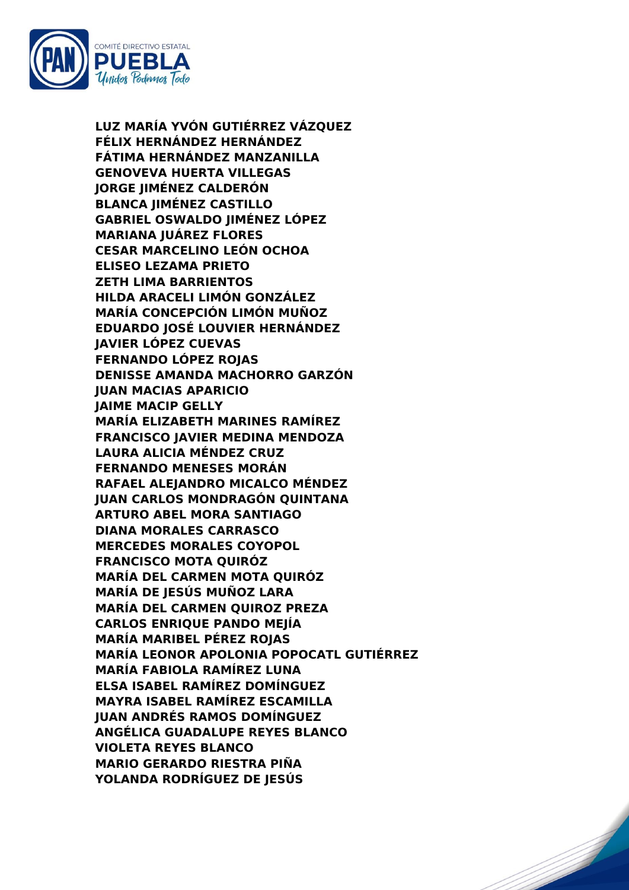**LUZ MARÍA YVÓN GUTIÉRREZ VÁZQUEZ**
**FÉLIX HERNÁNDEZ HERNÁNDEZ**
**FÁTIMA HERNÁNDEZ MANZANILLA**
**GENOVEVA HUERTA VILLEGAS**
**JORGE JIMÉNEZ CALDERÓN**
**BLANCA JIMÉNEZ CASTILLO**
**GABRIEL OSWALDO JIMÉNEZ LÓPEZ**
**MARIANA JUÁREZ FLORES**
**CESAR MARCELINO LEÓN OCHOA**
**ELISEO LEZAMA PRIETO**
**ZETH LIMA BARRIENTOS**
**HILDA ARACELI LIMÓN GONZÁLEZ**
**MARÍA CONCEPCIÓN LIMÓN MUÑOZ**
**EDUARDO JOSÉ LOUVIER HERNÁNDEZ**
**JAVIER LÓPEZ CUEVAS**
**FERNANDO LÓPEZ ROJAS**
**DENISSE AMANDA MACHORRO GARZÓN**
**JUAN MACIAS APARICIO**
**JAIME MACIP GELLY**
**MARÍA ELIZABETH MARINES RAMÍREZ**
**FRANCISCO JAVIER MEDINA MENDOZA**
**LAURA ALICIA MÉNDEZ CRUZ**
**FERNANDO MENESES MORÁN**
**RAFAEL ALEJANDRO MICALCO MÉNDEZ**
**JUAN CARLOS MONDRAGÓN QUINTANA**
**ARTURO ABEL MORA SANTIAGO**
**DIANA MORALES CARRASCO**
**MERCEDES MORALES COYOPOL**
**FRANCISCO MOTA QUIRÓZ**
**MARÍA DEL CARMEN MOTA QUIRÓZ**
**MARÍA DE JESÚS MUÑOZ LARA**
**MARÍA DEL CARMEN QUIROZ PREZA**
**CARLOS ENRIQUE PANDO MEJÍA**
**MARÍA MARIBEL PÉREZ ROJAS**
**MARÍA LEONOR APOLONIA POPOCATL GUTIÉRREZ**
**MARÍA FABIOLA RAMÍREZ LUNA**
**ELSA ISABEL RAMÍREZ DOMÍNGUEZ**
**MAYRA ISABEL RAMÍREZ ESCAMILLA**
**JUAN ANDRÉS RAMOS DOMÍNGUEZ**
**ANGÉLICA GUADALUPE REYES BLANCO**
**VIOLETA REYES BLANCO**
**MARIO GERARDO RIESTRA PIÑA**
**YOLANDA RODRÍGUEZ DE JESÚS**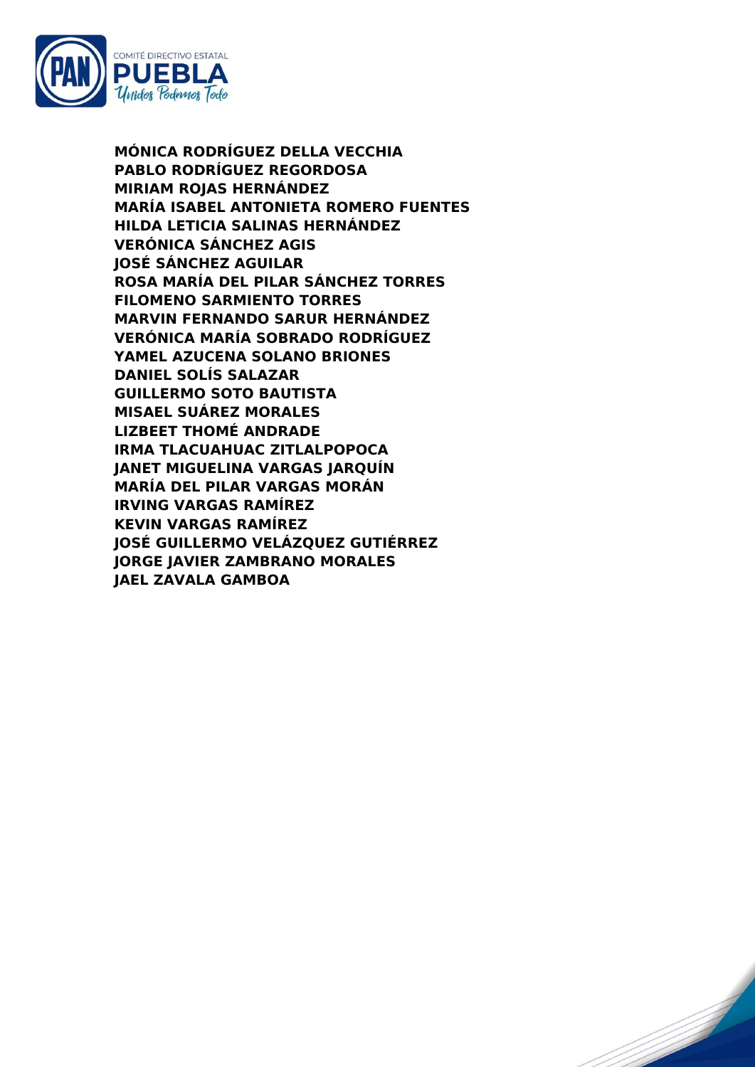**MÓNICA RODRÍGUEZ DELLA VECCHIA**
**PABLO RODRÍGUEZ REGORDOSA**
**MIRIAM ROJAS HERNÁNDEZ**
**MARÍA ISABEL ANTONIETA ROMERO FUENTES**
**HILDA LETICIA SALINAS HERNÁNDEZ**
**VERÓNICA SÁNCHEZ AGIS**
**JOSÉ SÁNCHEZ AGUILAR**
**ROSA MARÍA DEL PILAR SÁNCHEZ TORRES**
**FILOMENO SARMIENTO TORRES**
**MARVIN FERNANDO SARUR HERNÁNDEZ**
**VERÓNICA MARÍA SOBRADO RODRÍGUEZ**
**YAMEL AZUCENA SOLANO BRIONES**
**DANIEL SOLÍS SALAZAR**
**GUILLERMO SOTO BAUTISTA**
**MISAEL SUÁREZ MORALES**
**LIZBEET THOMÉ ANDRADE**
**IRMA TLACUAHUAC ZITLALPOPOCA**
**JANET MIGUELINA VARGAS JARQUÍN**
**MARÍA DEL PILAR VARGAS MORÁN**
**IRVING VARGAS RAMÍREZ**
**KEVIN VARGAS RAMÍREZ**
**JOSÉ GUILLERMO VELÁZQUEZ GUTIÉRREZ**
**JORGE JAVIER ZAMBRANO MORALES**
**JAEL ZAVALA GAMBOA**